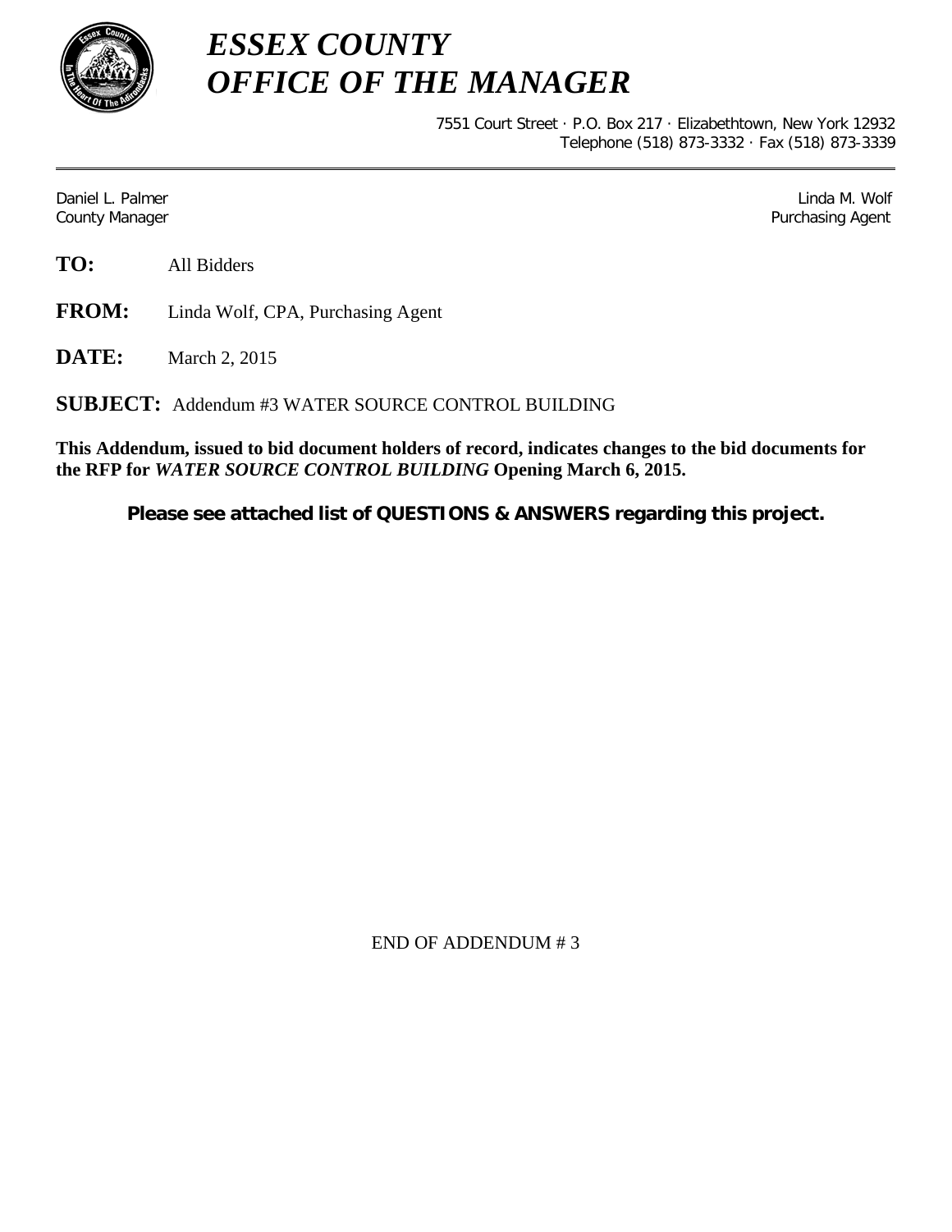# *ESSEX COUNTY OFFICE OF THE MANAGER*

7551 Court Street · P.O. Box 217 · Elizabethtown, New York 12932
Telephone (518) 873-3332 · Fax (518) 873-3339

---

Daniel L. Palmer
County Manager

Linda M. Wolf
Purchasing Agent

**TO:** All Bidders

**FROM:** Linda Wolf, CPA, Purchasing Agent

**DATE:** March 2, 2015

**SUBJECT:** Addendum #3 WATER SOURCE CONTROL BUILDING

**This Addendum, issued to bid document holders of record, indicates changes to the bid documents for the RFP for *WATER SOURCE CONTROL BUILDING* Opening March 6, 2015.**

**Please see attached list of QUESTIONS & ANSWERS regarding this project.**

END OF ADDENDUM # 3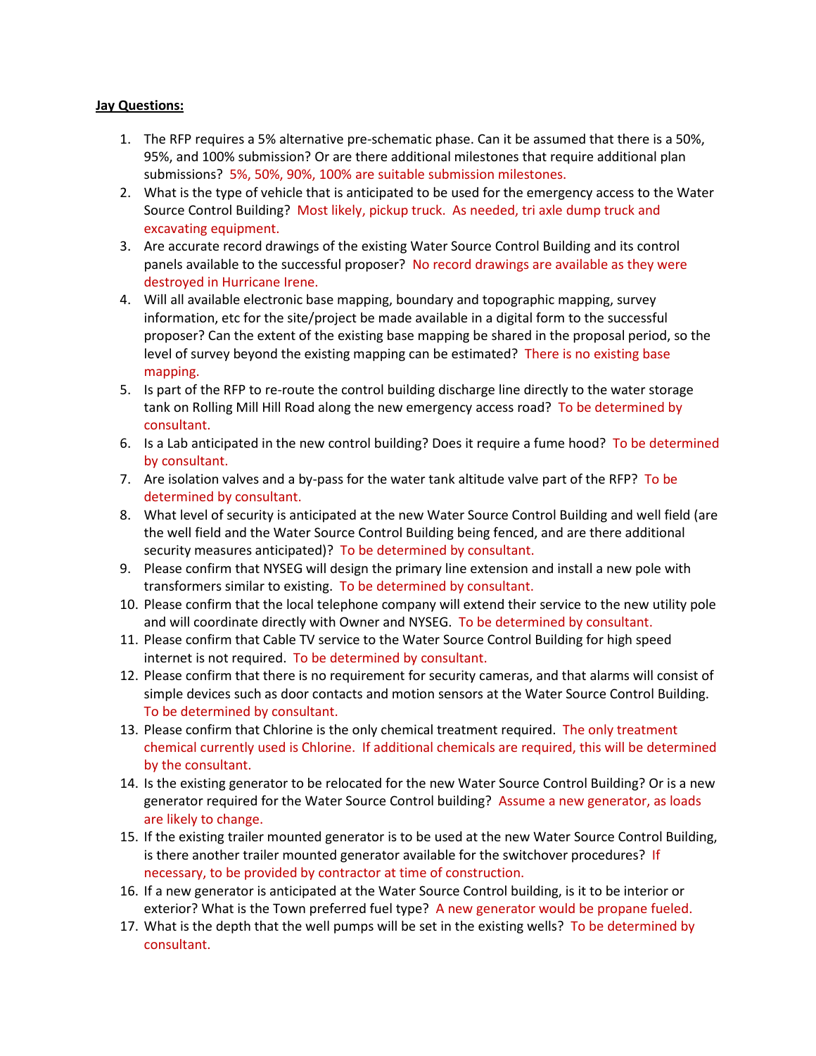**Jay Questions:**

1. The RFP requires a 5% alternative pre-schematic phase. Can it be assumed that there is a 50%, 95%, and 100% submission? Or are there additional milestones that require additional plan submissions? 5%, 50%, 90%, 100% are suitable submission milestones.
2. What is the type of vehicle that is anticipated to be used for the emergency access to the Water Source Control Building? Most likely, pickup truck. As needed, tri axle dump truck and excavating equipment.
3. Are accurate record drawings of the existing Water Source Control Building and its control panels available to the successful proposer? No record drawings are available as they were destroyed in Hurricane Irene.
4. Will all available electronic base mapping, boundary and topographic mapping, survey information, etc for the site/project be made available in a digital form to the successful proposer? Can the extent of the existing base mapping be shared in the proposal period, so the level of survey beyond the existing mapping can be estimated? There is no existing base mapping.
5. Is part of the RFP to re-route the control building discharge line directly to the water storage tank on Rolling Mill Hill Road along the new emergency access road? To be determined by consultant.
6. Is a Lab anticipated in the new control building? Does it require a fume hood? To be determined by consultant.
7. Are isolation valves and a by-pass for the water tank altitude valve part of the RFP? To be determined by consultant.
8. What level of security is anticipated at the new Water Source Control Building and well field (are the well field and the Water Source Control Building being fenced, and are there additional security measures anticipated)? To be determined by consultant.
9. Please confirm that NYSEG will design the primary line extension and install a new pole with transformers similar to existing. To be determined by consultant.
10. Please confirm that the local telephone company will extend their service to the new utility pole and will coordinate directly with Owner and NYSEG. To be determined by consultant.
11. Please confirm that Cable TV service to the Water Source Control Building for high speed internet is not required. To be determined by consultant.
12. Please confirm that there is no requirement for security cameras, and that alarms will consist of simple devices such as door contacts and motion sensors at the Water Source Control Building. To be determined by consultant.
13. Please confirm that Chlorine is the only chemical treatment required. The only treatment chemical currently used is Chlorine. If additional chemicals are required, this will be determined by the consultant.
14. Is the existing generator to be relocated for the new Water Source Control Building? Or is a new generator required for the Water Source Control building? Assume a new generator, as loads are likely to change.
15. If the existing trailer mounted generator is to be used at the new Water Source Control Building, is there another trailer mounted generator available for the switchover procedures? If necessary, to be provided by contractor at time of construction.
16. If a new generator is anticipated at the Water Source Control building, is it to be interior or exterior? What is the Town preferred fuel type? A new generator would be propane fueled.
17. What is the depth that the well pumps will be set in the existing wells? To be determined by consultant.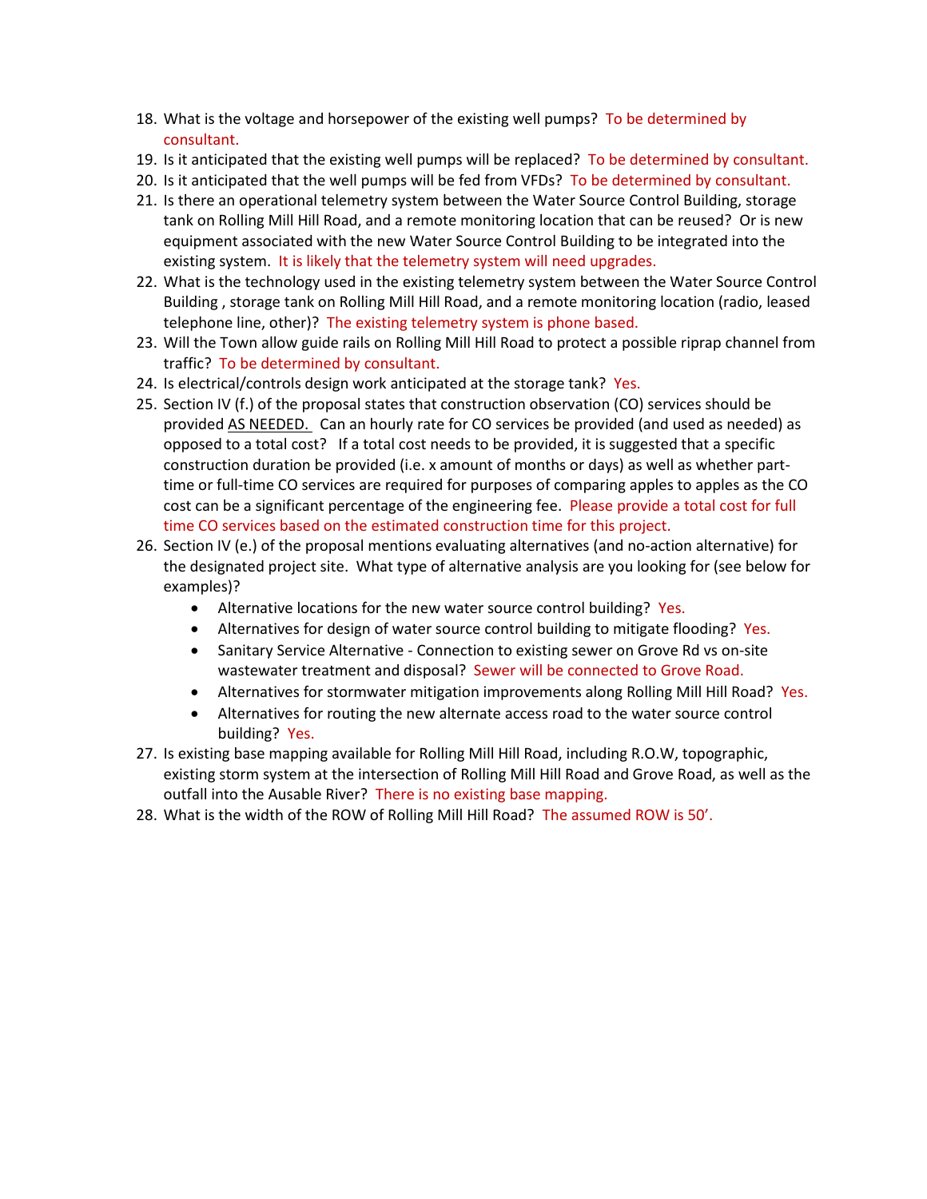18. What is the voltage and horsepower of the existing well pumps? To be determined by consultant.
19. Is it anticipated that the existing well pumps will be replaced? To be determined by consultant.
20. Is it anticipated that the well pumps will be fed from VFDs? To be determined by consultant.
21. Is there an operational telemetry system between the Water Source Control Building, storage tank on Rolling Mill Hill Road, and a remote monitoring location that can be reused? Or is new equipment associated with the new Water Source Control Building to be integrated into the existing system. It is likely that the telemetry system will need upgrades.
22. What is the technology used in the existing telemetry system between the Water Source Control Building , storage tank on Rolling Mill Hill Road, and a remote monitoring location (radio, leased telephone line, other)? The existing telemetry system is phone based.
23. Will the Town allow guide rails on Rolling Mill Hill Road to protect a possible riprap channel from traffic? To be determined by consultant.
24. Is electrical/controls design work anticipated at the storage tank? Yes.
25. Section IV (f.) of the proposal states that construction observation (CO) services should be provided <u>AS NEEDED.</u> Can an hourly rate for CO services be provided (and used as needed) as opposed to a total cost? If a total cost needs to be provided, it is suggested that a specific construction duration be provided (i.e. x amount of months or days) as well as whether part-time or full-time CO services are required for purposes of comparing apples to apples as the CO cost can be a significant percentage of the engineering fee. Please provide a total cost for full time CO services based on the estimated construction time for this project.
26. Section IV (e.) of the proposal mentions evaluating alternatives (and no-action alternative) for the designated project site. What type of alternative analysis are you looking for (see below for examples)?
    - Alternative locations for the new water source control building? Yes.
    - Alternatives for design of water source control building to mitigate flooding? Yes.
    - Sanitary Service Alternative - Connection to existing sewer on Grove Rd vs on-site wastewater treatment and disposal? Sewer will be connected to Grove Road.
    - Alternatives for stormwater mitigation improvements along Rolling Mill Hill Road? Yes.
    - Alternatives for routing the new alternate access road to the water source control building? Yes.
27. Is existing base mapping available for Rolling Mill Hill Road, including R.O.W, topographic, existing storm system at the intersection of Rolling Mill Hill Road and Grove Road, as well as the outfall into the Ausable River? There is no existing base mapping.
28. What is the width of the ROW of Rolling Mill Hill Road? The assumed ROW is 50'.